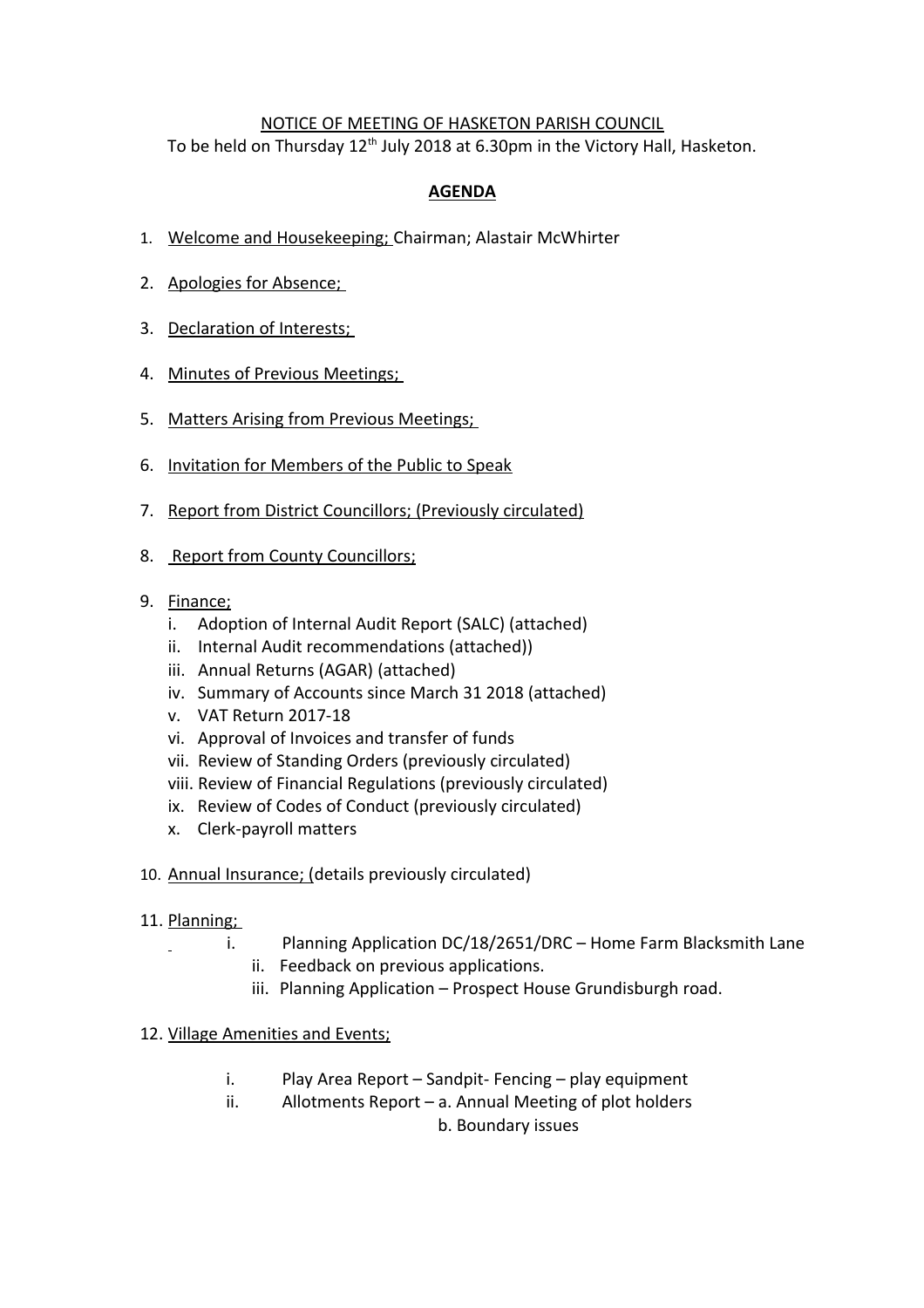NOTICE OF MEETING OF HASKETON PARISH COUNCIL

To be held on Thursday 12th July 2018 at 6.30pm in the Victory Hall, Hasketon.

## AGENDA

1. Welcome and Housekeeping; Chairman; Alastair McWhirter
2. Apologies for Absence;
3. Declaration of Interests;
4. Minutes of Previous Meetings;
5. Matters Arising from Previous Meetings;
6. Invitation for Members of the Public to Speak
7. Report from District Councillors; (Previously circulated)
8. Report from County Councillors;
9. Finance;
   - i. Adoption of Internal Audit Report (SALC) (attached)
   - ii. Internal Audit recommendations (attached))
   - iii. Annual Returns (AGAR) (attached)
   - iv. Summary of Accounts since March 31 2018 (attached)
   - v. VAT Return 2017-18
   - vi. Approval of Invoices and transfer of funds
   - vii. Review of Standing Orders (previously circulated)
   - viii. Review of Financial Regulations (previously circulated)
   - ix. Review of Codes of Conduct (previously circulated)
   - x. Clerk-payroll matters
10. Annual Insurance; (details previously circulated)
11. Planning;
    - i. Planning Application DC/18/2651/DRC – Home Farm Blacksmith Lane
    - ii. Feedback on previous applications.
    - iii. Planning Application – Prospect House Grundisburgh road.
12. Village Amenities and Events;
    - i. Play Area Report – Sandpit- Fencing – play equipment
    - ii. Allotments Report – a. Annual Meeting of plot holders
      
      b. Boundary issues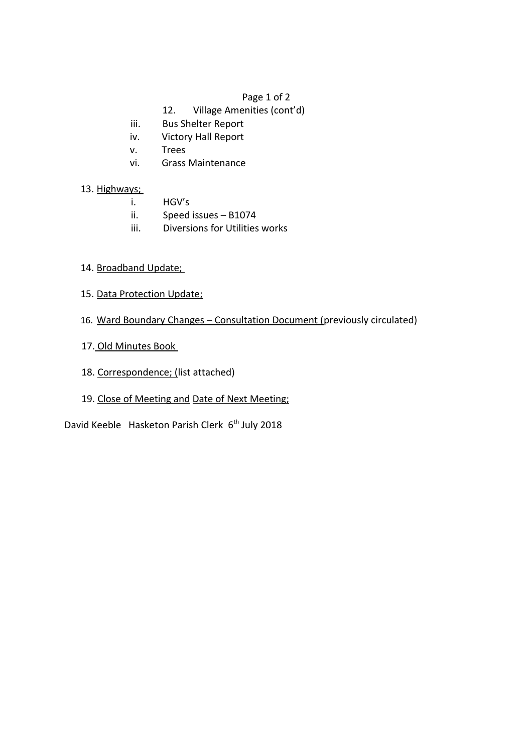12. Village Amenities (cont'd)

iii. Bus Shelter Report

iv. Victory Hall Report

v. Trees

vi. Grass Maintenance

13. Highways;

   i. HGV's

   ii. Speed issues – B1074

   iii. Diversions for Utilities works

14. Broadband Update;

15. Data Protection Update;

16. Ward Boundary Changes – Consultation Document (previously circulated)

17. Old Minutes Book

18. Correspondence; (list attached)

19. Close of Meeting and Date of Next Meeting;

David Keeble Hasketon Parish Clerk 6th July 2018